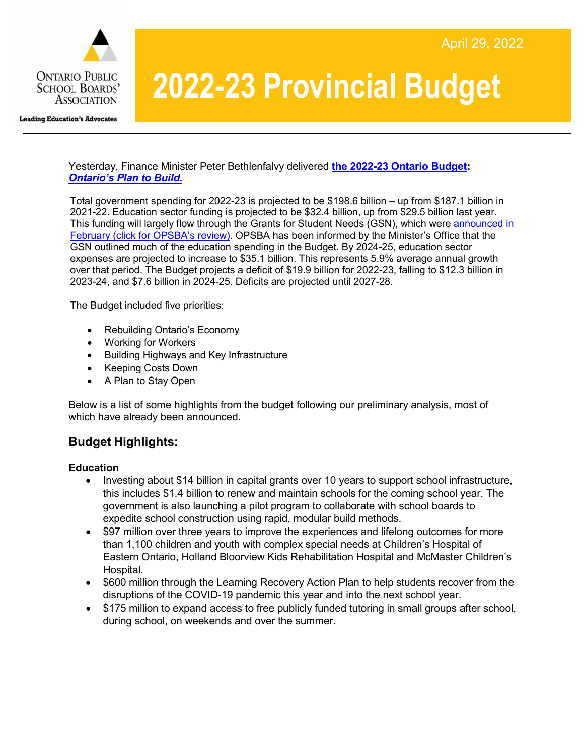Ontario Public School Boards' Association

Leading Education's Advocates

April 29, 2022

# 2022-23 Provincial Budget

Yesterday, Finance Minister Peter Bethlenfalvy delivered **the 2022-23 Ontario Budget: *Ontario's Plan to Build.***

Total government spending for 2022-23 is projected to be $198.6 billion – up from $187.1 billion in 2021-22. Education sector funding is projected to be $32.4 billion, up from $29.5 billion last year. This funding will largely flow through the Grants for Student Needs (GSN), which were announced in February (click for OPSBA's review). OPSBA has been informed by the Minister's Office that the GSN outlined much of the education spending in the Budget. By 2024-25, education sector expenses are projected to increase to $35.1 billion. This represents 5.9% average annual growth over that period. The Budget projects a deficit of $19.9 billion for 2022-23, falling to $12.3 billion in 2023-24, and $7.6 billion in 2024-25. Deficits are projected until 2027-28.

The Budget included five priorities:

- Rebuilding Ontario's Economy
- Working for Workers
- Building Highways and Key Infrastructure
- Keeping Costs Down
- A Plan to Stay Open

Below is a list of some highlights from the budget following our preliminary analysis, most of which have already been announced.

## Budget Highlights:

### Education

- Investing about $14 billion in capital grants over 10 years to support school infrastructure, this includes $1.4 billion to renew and maintain schools for the coming school year. The government is also launching a pilot program to collaborate with school boards to expedite school construction using rapid, modular build methods.
- $97 million over three years to improve the experiences and lifelong outcomes for more than 1,100 children and youth with complex special needs at Children's Hospital of Eastern Ontario, Holland Bloorview Kids Rehabilitation Hospital and McMaster Children's Hospital.
- $600 million through the Learning Recovery Action Plan to help students recover from the disruptions of the COVID-19 pandemic this year and into the next school year.
- $175 million to expand access to free publicly funded tutoring in small groups after school, during school, on weekends and over the summer.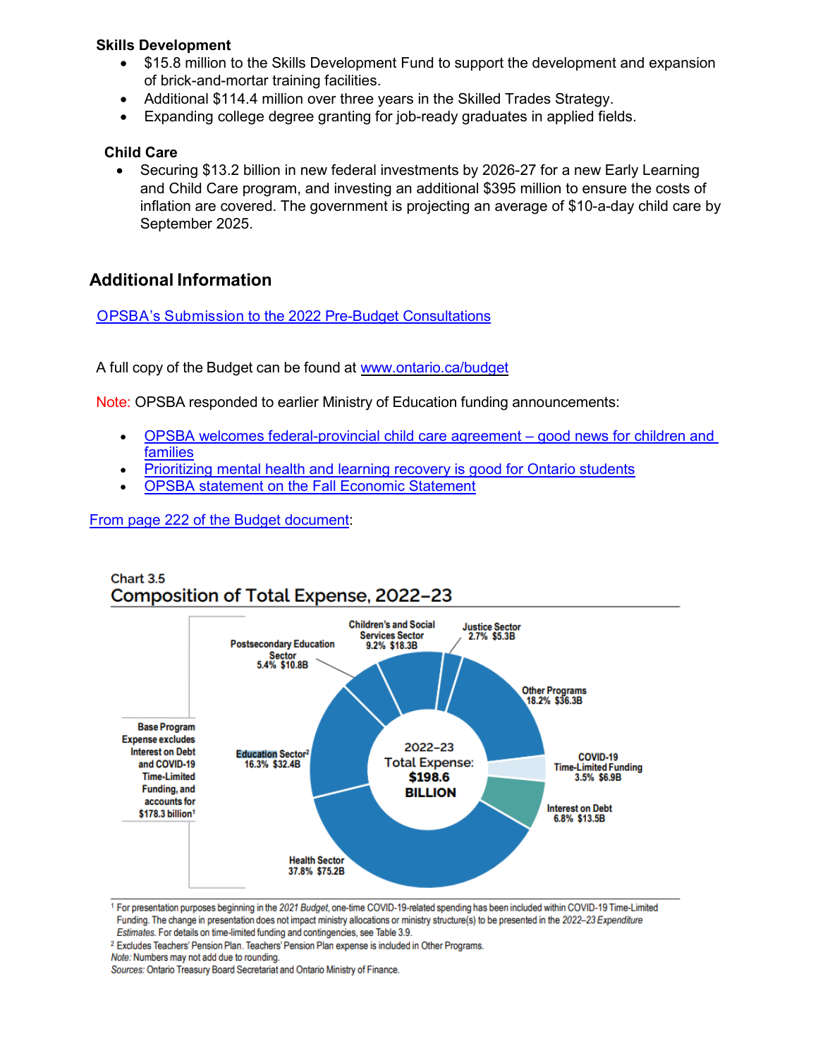**Skills Development**

- $15.8 million to the Skills Development Fund to support the development and expansion of brick-and-mortar training facilities.
- Additional $114.4 million over three years in the Skilled Trades Strategy.
- Expanding college degree granting for job-ready graduates in applied fields.

**Child Care**

- Securing $13.2 billion in new federal investments by 2026-27 for a new Early Learning and Child Care program, and investing an additional $395 million to ensure the costs of inflation are covered. The government is projecting an average of $10-a-day child care by September 2025.

## Additional Information

[OPSBA's Submission to the 2022 Pre-Budget Consultations]

A full copy of the Budget can be found at www.ontario.ca/budget

Note: OPSBA responded to earlier Ministry of Education funding announcements:

- OPSBA welcomes federal-provincial child care agreement – good news for children and families
- Prioritizing mental health and learning recovery is good for Ontario students
- OPSBA statement on the Fall Economic Statement

From page 222 of the Budget document:

Chart 3.5

**Composition of Total Expense, 2022–23**

Children's and Social Services Sector 9.2% $18.3B

Justice Sector 2.7% $5.3B

Postsecondary Education Sector 5.4% $10.8B

Other Programs 18.2% $36.3B

Base Program Expense excludes Interest on Debt and COVID-19 Time-Limited Funding, and accounts for $178.3 billion[1]

Education Sector[2] 16.3% $32.4B

2022–23 Total Expense: **$198.6 BILLION**

COVID-19 Time-Limited Funding 3.5% $6.9B

Interest on Debt 6.8% $13.5B

Health Sector 37.8% $75.2B

[1] For presentation purposes beginning in the *2021 Budget*, one-time COVID-19-related spending has been included within COVID-19 Time-Limited Funding. The change in presentation does not impact ministry allocations or ministry structure(s) to be presented in the *2022–23 Expenditure Estimates*. For details on time-limited funding and contingencies, see Table 3.9.

[2] Excludes Teachers' Pension Plan. Teachers' Pension Plan expense is included in Other Programs.

*Note:* Numbers may not add due to rounding.

*Sources:* Ontario Treasury Board Secretariat and Ontario Ministry of Finance.